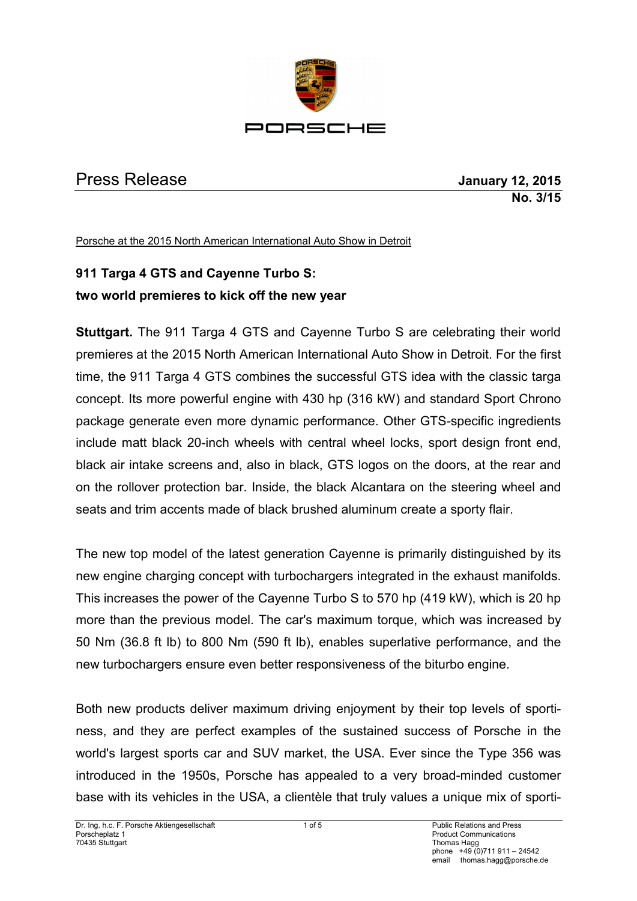PORSCHE

# Press Release

**January 12, 2015**
**No. 3/15**

Porsche at the 2015 North American International Auto Show in Detroit

## 911 Targa 4 GTS and Cayenne Turbo S: two world premieres to kick off the new year

**Stuttgart.** The 911 Targa 4 GTS and Cayenne Turbo S are celebrating their world premieres at the 2015 North American International Auto Show in Detroit. For the first time, the 911 Targa 4 GTS combines the successful GTS idea with the classic targa concept. Its more powerful engine with 430 hp (316 kW) and standard Sport Chrono package generate even more dynamic performance. Other GTS-specific ingredients include matt black 20-inch wheels with central wheel locks, sport design front end, black air intake screens and, also in black, GTS logos on the doors, at the rear and on the rollover protection bar. Inside, the black Alcantara on the steering wheel and seats and trim accents made of black brushed aluminum create a sporty flair.

The new top model of the latest generation Cayenne is primarily distinguished by its new engine charging concept with turbochargers integrated in the exhaust manifolds. This increases the power of the Cayenne Turbo S to 570 hp (419 kW), which is 20 hp more than the previous model. The car's maximum torque, which was increased by 50 Nm (36.8 ft lb) to 800 Nm (590 ft lb), enables superlative performance, and the new turbochargers ensure even better responsiveness of the biturbo engine.

Both new products deliver maximum driving enjoyment by their top levels of sportiness, and they are perfect examples of the sustained success of Porsche in the world's largest sports car and SUV market, the USA. Ever since the Type 356 was introduced in the 1950s, Porsche has appealed to a very broad-minded customer base with its vehicles in the USA, a clientèle that truly values a unique mix of sporti-

Dr. Ing. h.c. F. Porsche Aktiengesellschaft
Porscheplatz 1
70435 Stuttgart

Public Relations and Press
Product Communications
Thomas Hagg
phone +49 (0)711 911 – 24542
email thomas.hagg@porsche.de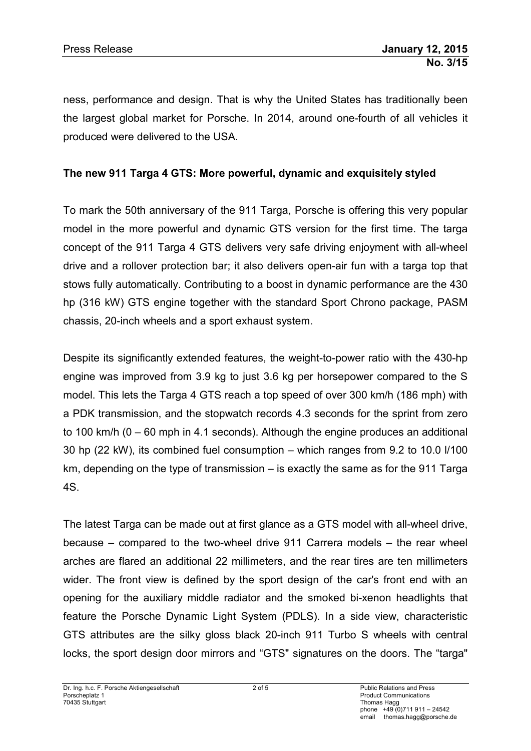ness, performance and design. That is why the United States has traditionally been the largest global market for Porsche. In 2014, around one-fourth of all vehicles it produced were delivered to the USA.

**The new 911 Targa 4 GTS: More powerful, dynamic and exquisitely styled**

To mark the 50th anniversary of the 911 Targa, Porsche is offering this very popular model in the more powerful and dynamic GTS version for the first time. The targa concept of the 911 Targa 4 GTS delivers very safe driving enjoyment with all-wheel drive and a rollover protection bar; it also delivers open-air fun with a targa top that stows fully automatically. Contributing to a boost in dynamic performance are the 430 hp (316 kW) GTS engine together with the standard Sport Chrono package, PASM chassis, 20-inch wheels and a sport exhaust system.

Despite its significantly extended features, the weight-to-power ratio with the 430-hp engine was improved from 3.9 kg to just 3.6 kg per horsepower compared to the S model. This lets the Targa 4 GTS reach a top speed of over 300 km/h (186 mph) with a PDK transmission, and the stopwatch records 4.3 seconds for the sprint from zero to 100 km/h (0 – 60 mph in 4.1 seconds). Although the engine produces an additional 30 hp (22 kW), its combined fuel consumption – which ranges from 9.2 to 10.0 l/100 km, depending on the type of transmission – is exactly the same as for the 911 Targa 4S.

The latest Targa can be made out at first glance as a GTS model with all-wheel drive, because – compared to the two-wheel drive 911 Carrera models – the rear wheel arches are flared an additional 22 millimeters, and the rear tires are ten millimeters wider. The front view is defined by the sport design of the car's front end with an opening for the auxiliary middle radiator and the smoked bi-xenon headlights that feature the Porsche Dynamic Light System (PDLS). In a side view, characteristic GTS attributes are the silky gloss black 20-inch 911 Turbo S wheels with central locks, the sport design door mirrors and “GTS" signatures on the doors. The “targa"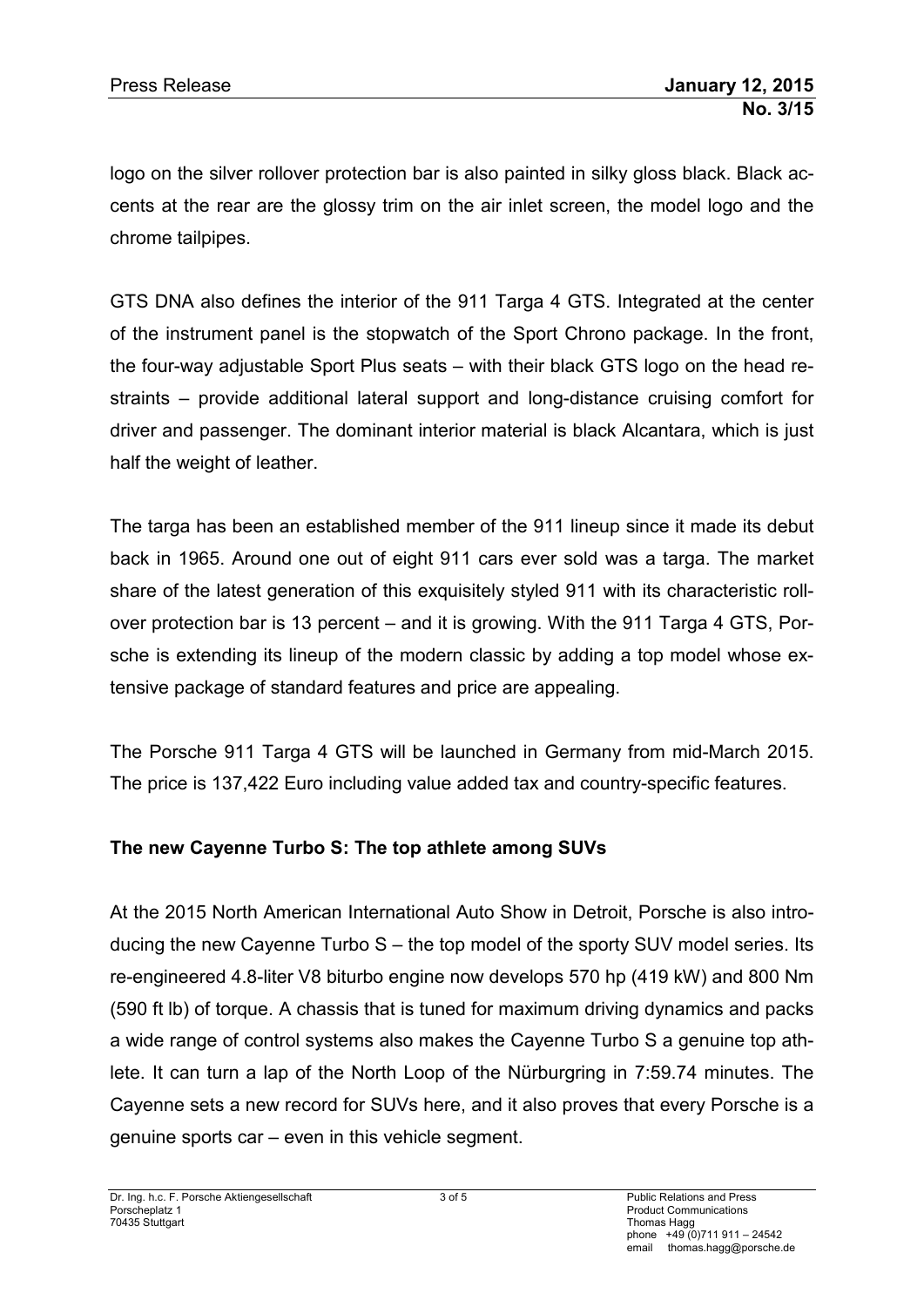logo on the silver rollover protection bar is also painted in silky gloss black. Black accents at the rear are the glossy trim on the air inlet screen, the model logo and the chrome tailpipes.

GTS DNA also defines the interior of the 911 Targa 4 GTS. Integrated at the center of the instrument panel is the stopwatch of the Sport Chrono package. In the front, the four-way adjustable Sport Plus seats – with their black GTS logo on the head restraints – provide additional lateral support and long-distance cruising comfort for driver and passenger. The dominant interior material is black Alcantara, which is just half the weight of leather.

The targa has been an established member of the 911 lineup since it made its debut back in 1965. Around one out of eight 911 cars ever sold was a targa. The market share of the latest generation of this exquisitely styled 911 with its characteristic roll-over protection bar is 13 percent – and it is growing. With the 911 Targa 4 GTS, Porsche is extending its lineup of the modern classic by adding a top model whose extensive package of standard features and price are appealing.

The Porsche 911 Targa 4 GTS will be launched in Germany from mid-March 2015. The price is 137,422 Euro including value added tax and country-specific features.

**The new Cayenne Turbo S: The top athlete among SUVs**

At the 2015 North American International Auto Show in Detroit, Porsche is also introducing the new Cayenne Turbo S – the top model of the sporty SUV model series. Its re-engineered 4.8-liter V8 biturbo engine now develops 570 hp (419 kW) and 800 Nm (590 ft lb) of torque. A chassis that is tuned for maximum driving dynamics and packs a wide range of control systems also makes the Cayenne Turbo S a genuine top athlete. It can turn a lap of the North Loop of the Nürburgring in 7:59.74 minutes. The Cayenne sets a new record for SUVs here, and it also proves that every Porsche is a genuine sports car – even in this vehicle segment.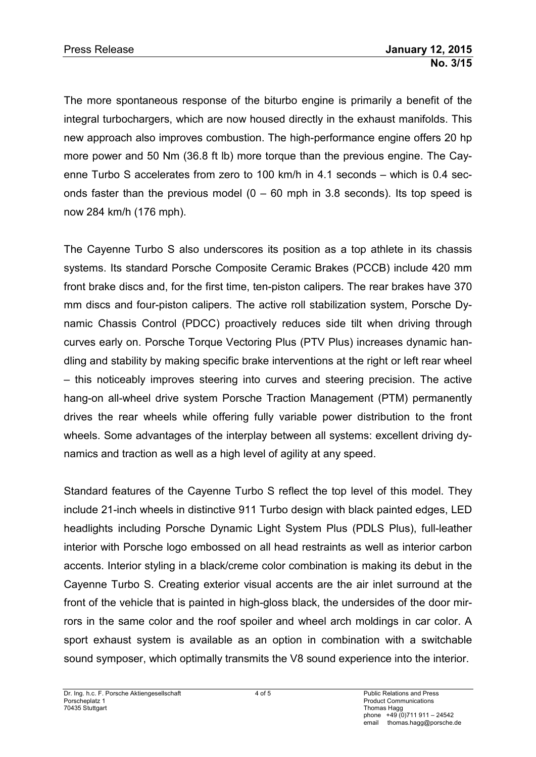The more spontaneous response of the biturbo engine is primarily a benefit of the integral turbochargers, which are now housed directly in the exhaust manifolds. This new approach also improves combustion. The high-performance engine offers 20 hp more power and 50 Nm (36.8 ft lb) more torque than the previous engine. The Cayenne Turbo S accelerates from zero to 100 km/h in 4.1 seconds – which is 0.4 seconds faster than the previous model (0 – 60 mph in 3.8 seconds). Its top speed is now 284 km/h (176 mph).

The Cayenne Turbo S also underscores its position as a top athlete in its chassis systems. Its standard Porsche Composite Ceramic Brakes (PCCB) include 420 mm front brake discs and, for the first time, ten-piston calipers. The rear brakes have 370 mm discs and four-piston calipers. The active roll stabilization system, Porsche Dynamic Chassis Control (PDCC) proactively reduces side tilt when driving through curves early on. Porsche Torque Vectoring Plus (PTV Plus) increases dynamic handling and stability by making specific brake interventions at the right or left rear wheel – this noticeably improves steering into curves and steering precision. The active hang-on all-wheel drive system Porsche Traction Management (PTM) permanently drives the rear wheels while offering fully variable power distribution to the front wheels. Some advantages of the interplay between all systems: excellent driving dynamics and traction as well as a high level of agility at any speed.

Standard features of the Cayenne Turbo S reflect the top level of this model. They include 21-inch wheels in distinctive 911 Turbo design with black painted edges, LED headlights including Porsche Dynamic Light System Plus (PDLS Plus), full-leather interior with Porsche logo embossed on all head restraints as well as interior carbon accents. Interior styling in a black/creme color combination is making its debut in the Cayenne Turbo S. Creating exterior visual accents are the air inlet surround at the front of the vehicle that is painted in high-gloss black, the undersides of the door mirrors in the same color and the roof spoiler and wheel arch moldings in car color. A sport exhaust system is available as an option in combination with a switchable sound symposer, which optimally transmits the V8 sound experience into the interior.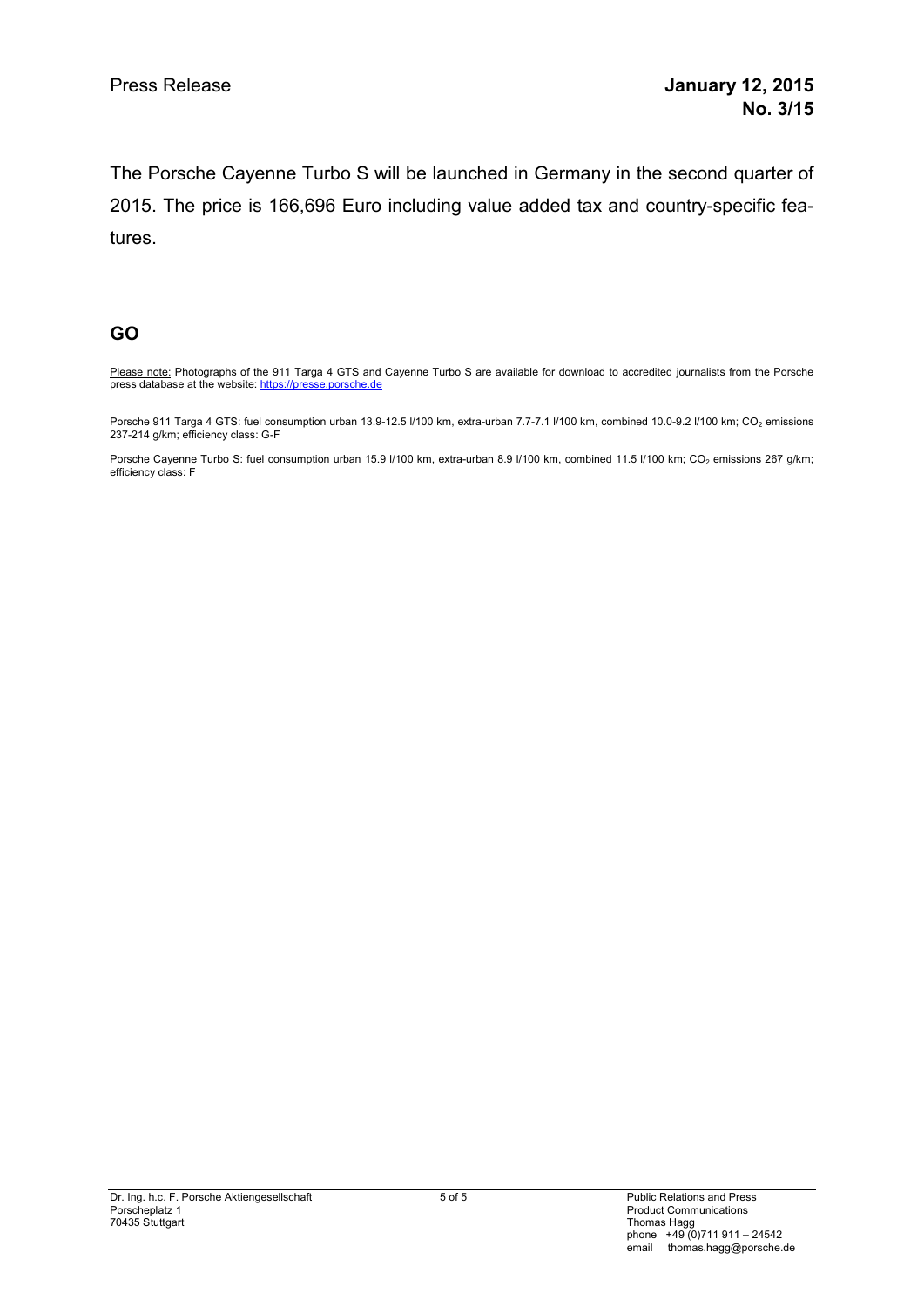The Porsche Cayenne Turbo S will be launched in Germany in the second quarter of 2015. The price is 166,696 Euro including value added tax and country-specific features.

**GO**

Please note: Photographs of the 911 Targa 4 GTS and Cayenne Turbo S are available for download to accredited journalists from the Porsche press database at the website: https://presse.porsche.de

Porsche 911 Targa 4 GTS: fuel consumption urban 13.9-12.5 l/100 km, extra-urban 7.7-7.1 l/100 km, combined 10.0-9.2 l/100 km; $CO_2$ emissions 237-214 g/km; efficiency class: G-F

Porsche Cayenne Turbo S: fuel consumption urban 15.9 l/100 km, extra-urban 8.9 l/100 km, combined 11.5 l/100 km; $CO_2$ emissions 267 g/km; efficiency class: F

Dr. Ing. h.c. F. Porsche Aktiengesellschaft
Porscheplatz 1
70435 Stuttgart

Public Relations and Press
Product Communications
Thomas Hagg
phone +49 (0)711 911 – 24542
email thomas.hagg@porsche.de